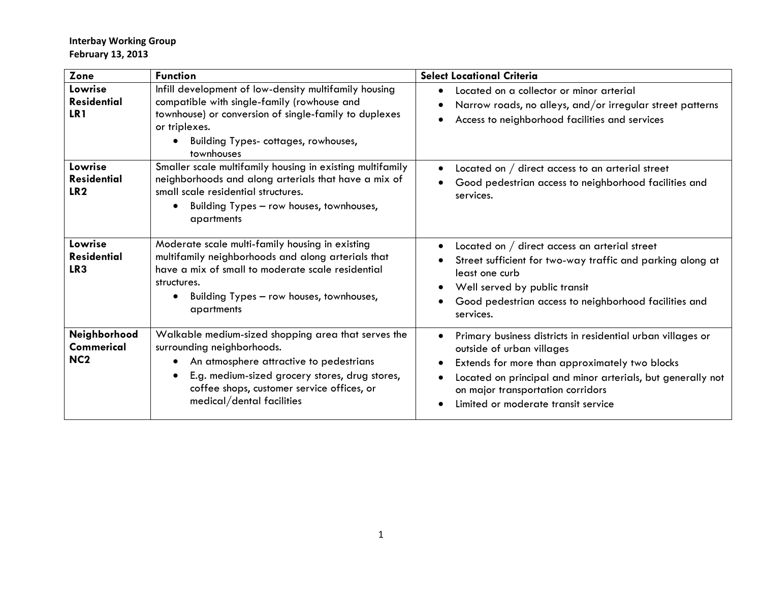**Interbay Working Group**
**February 13, 2013**

| Zone | Function | Select Locational Criteria |
|---|---|---|
| **Lowrise Residential LR1** | Infill development of low-density multifamily housing compatible with single-family (rowhouse and townhouse) or conversion of single-family to duplexes or triplexes.<br>• Building Types- cottages, rowhouses, townhouses | • Located on a collector or minor arterial<br>• Narrow roads, no alleys, and/or irregular street patterns<br>• Access to neighborhood facilities and services |
| **Lowrise Residential LR2** | Smaller scale multifamily housing in existing multifamily neighborhoods and along arterials that have a mix of small scale residential structures.<br>• Building Types – row houses, townhouses, apartments | • Located on / direct access to an arterial street<br>• Good pedestrian access to neighborhood facilities and services. |
| **Lowrise Residential LR3** | Moderate scale multi-family housing in existing multifamily neighborhoods and along arterials that have a mix of small to moderate scale residential structures.<br>• Building Types – row houses, townhouses, apartments | • Located on / direct access an arterial street<br>• Street sufficient for two-way traffic and parking along at least one curb<br>• Well served by public transit<br>• Good pedestrian access to neighborhood facilities and services. |
| **Neighborhood Commerical NC2** | Walkable medium-sized shopping area that serves the surrounding neighborhoods.<br>• An atmosphere attractive to pedestrians<br>• E.g. medium-sized grocery stores, drug stores, coffee shops, customer service offices, or medical/dental facilities | • Primary business districts in residential urban villages or outside of urban villages<br>• Extends for more than approximately two blocks<br>• Located on principal and minor arterials, but generally not on major transportation corridors<br>• Limited or moderate transit service |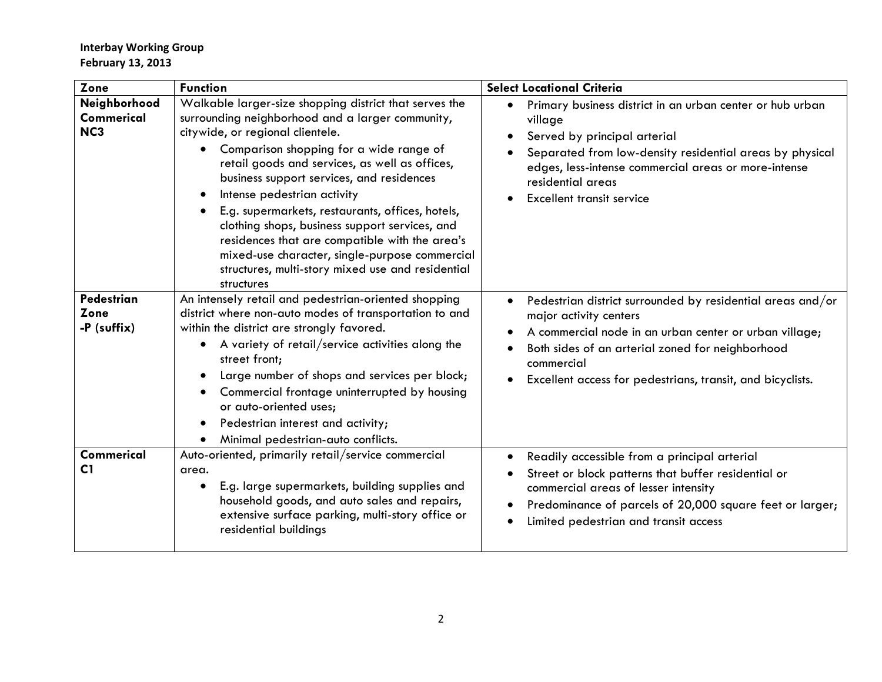**Interbay Working Group**
**February 13, 2013**

| Zone | Function | Select Locational Criteria |
|---|---|---|
| **Neighborhood Commerical NC3** | Walkable larger-size shopping district that serves the surrounding neighborhood and a larger community, citywide, or regional clientele.<br>• Comparison shopping for a wide range of retail goods and services, as well as offices, business support services, and residences<br>• Intense pedestrian activity<br>• E.g. supermarkets, restaurants, offices, hotels, clothing shops, business support services, and residences that are compatible with the area's mixed-use character, single-purpose commercial structures, multi-story mixed use and residential structures | • Primary business district in an urban center or hub urban village<br>• Served by principal arterial<br>• Separated from low-density residential areas by physical edges, less-intense commercial areas or more-intense residential areas<br>• Excellent transit service |
| **Pedestrian Zone -P (suffix)** | An intensely retail and pedestrian-oriented shopping district where non-auto modes of transportation to and within the district are strongly favored.<br>• A variety of retail/service activities along the street front;<br>• Large number of shops and services per block;<br>• Commercial frontage uninterrupted by housing or auto-oriented uses;<br>• Pedestrian interest and activity;<br>• Minimal pedestrian-auto conflicts. | • Pedestrian district surrounded by residential areas and/or major activity centers<br>• A commercial node in an urban center or urban village;<br>• Both sides of an arterial zoned for neighborhood commercial<br>• Excellent access for pedestrians, transit, and bicyclists. |
| **Commerical C1** | Auto-oriented, primarily retail/service commercial area.<br>• E.g. large supermarkets, building supplies and household goods, and auto sales and repairs, extensive surface parking, multi-story office or residential buildings | • Readily accessible from a principal arterial<br>• Street or block patterns that buffer residential or commercial areas of lesser intensity<br>• Predominance of parcels of 20,000 square feet or larger;<br>• Limited pedestrian and transit access |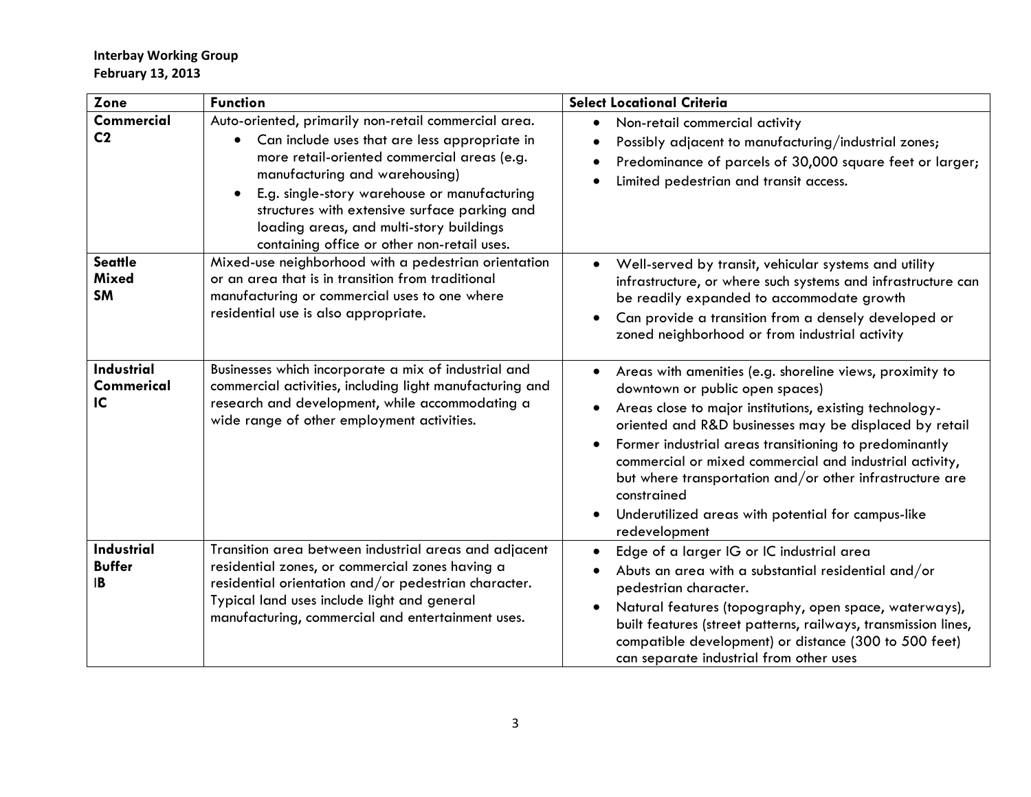**Interbay Working Group**
**February 13, 2013**

| Zone | Function | Select Locational Criteria |
|---|---|---|
| **Commercial C2** | Auto-oriented, primarily non-retail commercial area.<br>• Can include uses that are less appropriate in more retail-oriented commercial areas (e.g. manufacturing and warehousing)<br>• E.g. single-story warehouse or manufacturing structures with extensive surface parking and loading areas, and multi-story buildings containing office or other non-retail uses. | • Non-retail commercial activity<br>• Possibly adjacent to manufacturing/industrial zones;<br>• Predominance of parcels of 30,000 square feet or larger;<br>• Limited pedestrian and transit access. |
| **Seattle Mixed SM** | Mixed-use neighborhood with a pedestrian orientation or an area that is in transition from traditional manufacturing or commercial uses to one where residential use is also appropriate. | • Well-served by transit, vehicular systems and utility infrastructure, or where such systems and infrastructure can be readily expanded to accommodate growth<br>• Can provide a transition from a densely developed or zoned neighborhood or from industrial activity |
| **Industrial Commerical IC** | Businesses which incorporate a mix of industrial and commercial activities, including light manufacturing and research and development, while accommodating a wide range of other employment activities. | • Areas with amenities (e.g. shoreline views, proximity to downtown or public open spaces)<br>• Areas close to major institutions, existing technology-oriented and R&D businesses may be displaced by retail<br>• Former industrial areas transitioning to predominantly commercial or mixed commercial and industrial activity, but where transportation and/or other infrastructure are constrained<br>• Underutilized areas with potential for campus-like redevelopment |
| **Industrial Buffer IB** | Transition area between industrial areas and adjacent residential zones, or commercial zones having a residential orientation and/or pedestrian character. Typical land uses include light and general manufacturing, commercial and entertainment uses. | • Edge of a larger IG or IC industrial area<br>• Abuts an area with a substantial residential and/or pedestrian character.<br>• Natural features (topography, open space, waterways), built features (street patterns, railways, transmission lines, compatible development) or distance (300 to 500 feet) can separate industrial from other uses |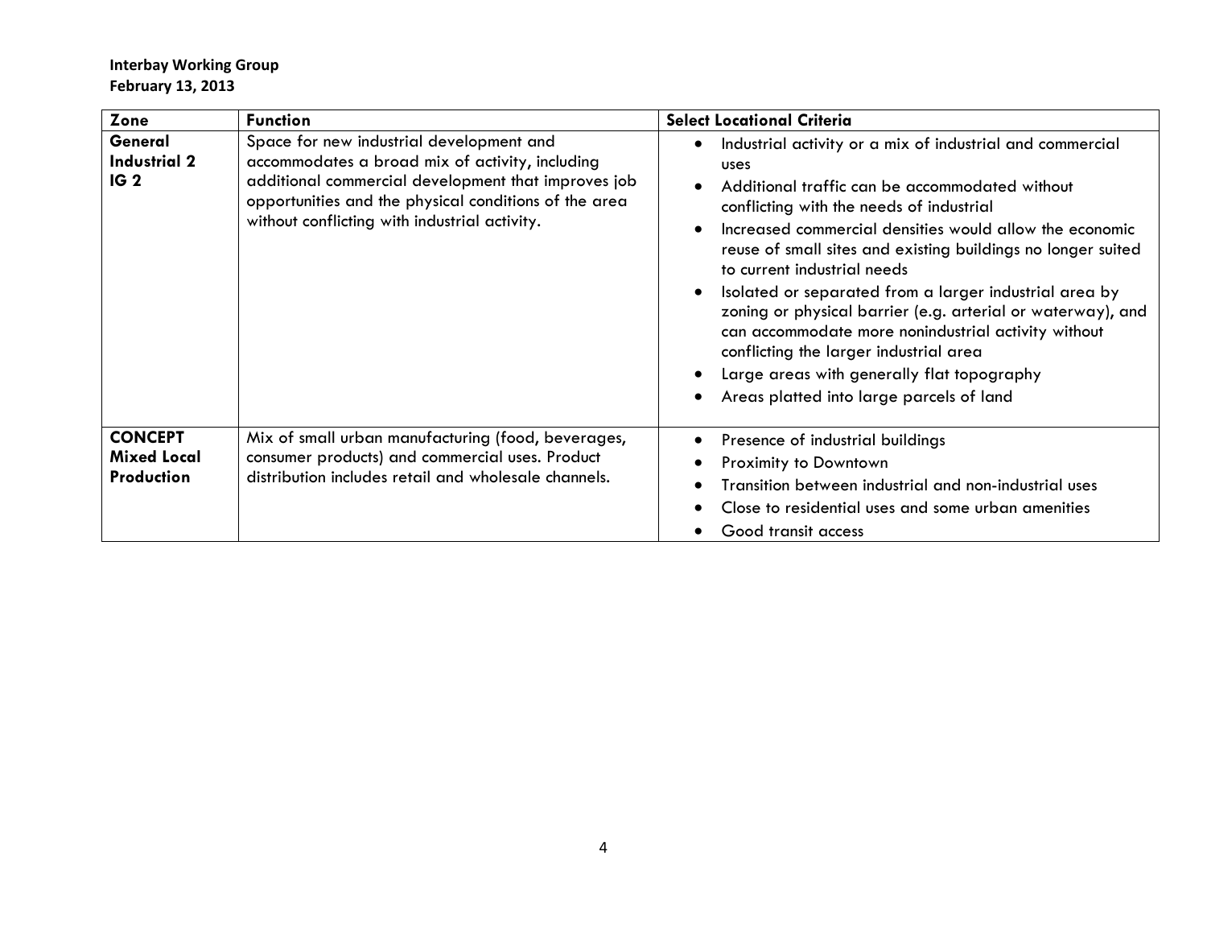**Interbay Working Group**
**February 13, 2013**

| Zone | Function | Select Locational Criteria |
|---|---|---|
| **General Industrial 2 IG 2** | Space for new industrial development and accommodates a broad mix of activity, including additional commercial development that improves job opportunities and the physical conditions of the area without conflicting with industrial activity. | • Industrial activity or a mix of industrial and commercial uses<br>• Additional traffic can be accommodated without conflicting with the needs of industrial<br>• Increased commercial densities would allow the economic reuse of small sites and existing buildings no longer suited to current industrial needs<br>• Isolated or separated from a larger industrial area by zoning or physical barrier (e.g. arterial or waterway), and can accommodate more nonindustrial activity without conflicting the larger industrial area<br>• Large areas with generally flat topography<br>• Areas platted into large parcels of land |
| **CONCEPT Mixed Local Production** | Mix of small urban manufacturing (food, beverages, consumer products) and commercial uses. Product distribution includes retail and wholesale channels. | • Presence of industrial buildings<br>• Proximity to Downtown<br>• Transition between industrial and non-industrial uses<br>• Close to residential uses and some urban amenities<br>• Good transit access |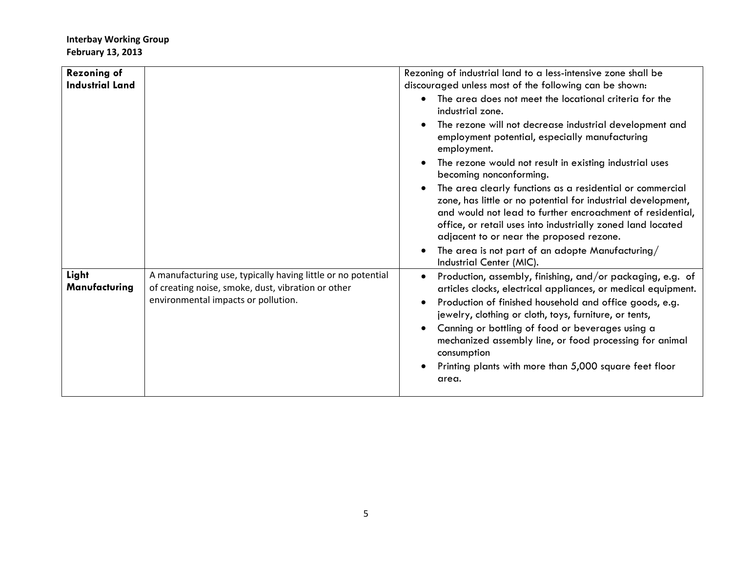| Rezoning of Industrial Land | | Rezoning of industrial land to a less-intensive zone shall be discouraged unless most of the following can be shown:<br>• The area does not meet the locational criteria for the industrial zone.<br>• The rezone will not decrease industrial development and employment potential, especially manufacturing employment.<br>• The rezone would not result in existing industrial uses becoming nonconforming.<br>• The area clearly functions as a residential or commercial zone, has little or no potential for industrial development, and would not lead to further encroachment of residential, office, or retail uses into industrially zoned land located adjacent to or near the proposed rezone.<br>• The area is not part of an adopte Manufacturing/ Industrial Center (MIC). |
|---|---|---|
| **Light Manufacturing** | A manufacturing use, typically having little or no potential of creating noise, smoke, dust, vibration or other environmental impacts or pollution. | • Production, assembly, finishing, and/or packaging, e.g. of articles clocks, electrical appliances, or medical equipment.<br>• Production of finished household and office goods, e.g. jewelry, clothing or cloth, toys, furniture, or tents,<br>• Canning or bottling of food or beverages using a mechanized assembly line, or food processing for animal consumption<br>• Printing plants with more than 5,000 square feet floor area. |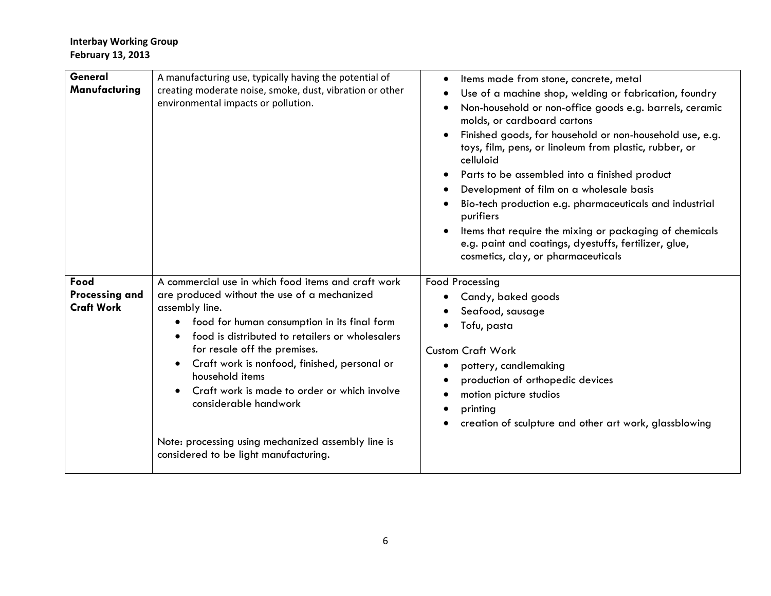**Interbay Working Group**
**February 13, 2013**

| | | |
|---|---|---|
| **General Manufacturing** | A manufacturing use, typically having the potential of creating moderate noise, smoke, dust, vibration or other environmental impacts or pollution. | • Items made from stone, concrete, metal<br>• Use of a machine shop, welding or fabrication, foundry<br>• Non-household or non-office goods e.g. barrels, ceramic molds, or cardboard cartons<br>• Finished goods, for household or non-household use, e.g. toys, film, pens, or linoleum from plastic, rubber, or celluloid<br>• Parts to be assembled into a finished product<br>• Development of film on a wholesale basis<br>• Bio-tech production e.g. pharmaceuticals and industrial purifiers<br>• Items that require the mixing or packaging of chemicals e.g. paint and coatings, dyestuffs, fertilizer, glue, cosmetics, clay, or pharmaceuticals |
| **Food Processing and Craft Work** | A commercial use in which food items and craft work are produced without the use of a mechanized assembly line.<br>• food for human consumption in its final form<br>• food is distributed to retailers or wholesalers for resale off the premises.<br>• Craft work is nonfood, finished, personal or household items<br>• Craft work is made to order or which involve considerable handwork<br><br>Note: processing using mechanized assembly line is considered to be light manufacturing. | Food Processing<br>• Candy, baked goods<br>• Seafood, sausage<br>• Tofu, pasta<br><br>Custom Craft Work<br>• pottery, candlemaking<br>• production of orthopedic devices<br>• motion picture studios<br>• printing<br>• creation of sculpture and other art work, glassblowing |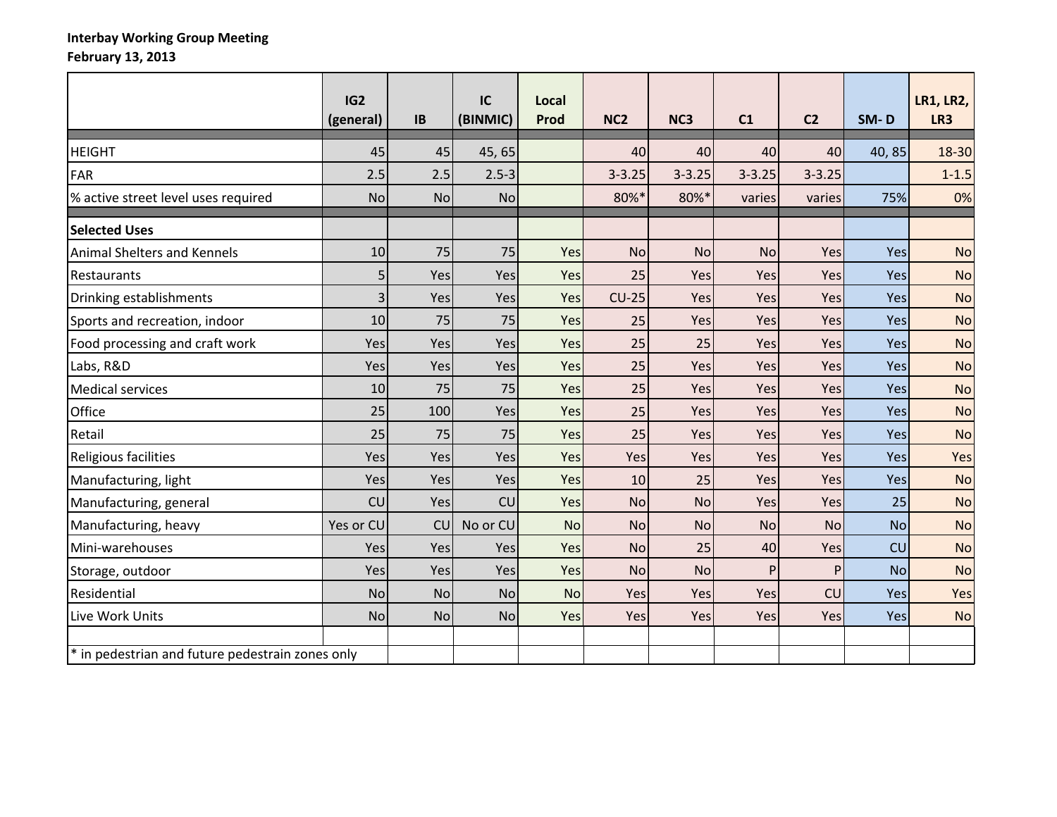**Interbay Working Group Meeting**
**February 13, 2013**

| | IG2 (general) | IB | IC (BINMIC) | Local Prod | NC2 | NC3 | C1 | C2 | SM- D | LR1, LR2, LR3 |
|---|---|---|---|---|---|---|---|---|---|---|
| HEIGHT | 45 | 45 | 45, 65 | | 40 | 40 | 40 | 40 | 40, 85 | 18-30 |
| FAR | 2.5 | 2.5 | 2.5-3 | | 3-3.25 | 3-3.25 | 3-3.25 | 3-3.25 | | 1-1.5 |
| % active street level uses required | No | No | No | | 80%* | 80%* | varies | varies | 75% | 0% |
| **Selected Uses** | | | | | | | | | | |
| Animal Shelters and Kennels | 10 | 75 | 75 | Yes | No | No | No | Yes | Yes | No |
| Restaurants | 5 | Yes | Yes | Yes | 25 | Yes | Yes | Yes | Yes | No |
| Drinking establishments | 3 | Yes | Yes | Yes | CU-25 | Yes | Yes | Yes | Yes | No |
| Sports and recreation, indoor | 10 | 75 | 75 | Yes | 25 | Yes | Yes | Yes | Yes | No |
| Food processing and craft work | Yes | Yes | Yes | Yes | 25 | 25 | Yes | Yes | Yes | No |
| Labs, R&D | Yes | Yes | Yes | Yes | 25 | Yes | Yes | Yes | Yes | No |
| Medical services | 10 | 75 | 75 | Yes | 25 | Yes | Yes | Yes | Yes | No |
| Office | 25 | 100 | Yes | Yes | 25 | Yes | Yes | Yes | Yes | No |
| Retail | 25 | 75 | 75 | Yes | 25 | Yes | Yes | Yes | Yes | No |
| Religious facilities | Yes | Yes | Yes | Yes | Yes | Yes | Yes | Yes | Yes | Yes |
| Manufacturing, light | Yes | Yes | Yes | Yes | 10 | 25 | Yes | Yes | Yes | No |
| Manufacturing, general | CU | Yes | CU | Yes | No | No | Yes | Yes | 25 | No |
| Manufacturing, heavy | Yes or CU | CU | No or CU | No | No | No | No | No | No | No |
| Mini-warehouses | Yes | Yes | Yes | Yes | No | 25 | 40 | Yes | CU | No |
| Storage, outdoor | Yes | Yes | Yes | Yes | No | No | P | P | No | No |
| Residential | No | No | No | No | Yes | Yes | Yes | CU | Yes | Yes |
| Live Work Units | No | No | No | Yes | Yes | Yes | Yes | Yes | Yes | No |

\* in pedestrian and future pedestrain zones only